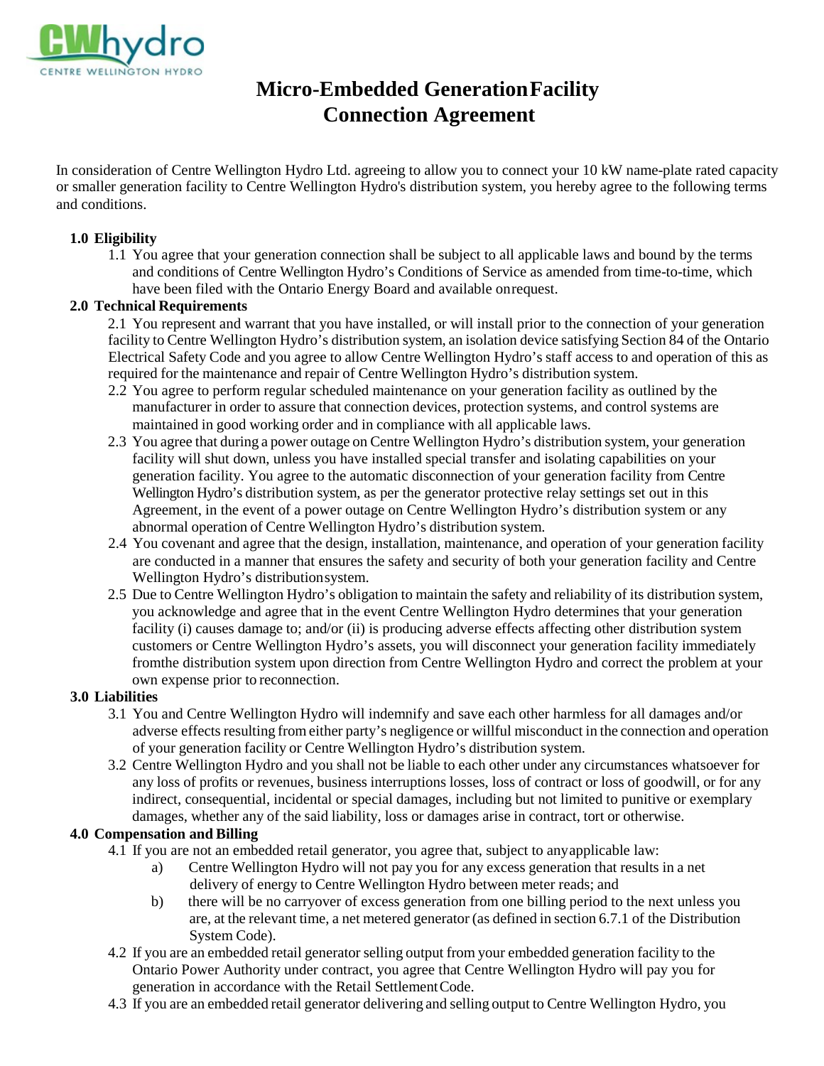# Micro-Embedded Generation Facility Connection Agreement

In consideration of Centre Wellington Hydro Ltd. agreeing to allow you to connect your 10 kW name-plate rated capacity or smaller generation facility to Centre Wellington Hydro's distribution system, you hereby agree to the following terms and conditions.

**1.0 Eligibility**

1.1 You agree that your generation connection shall be subject to all applicable laws and bound by the terms and conditions of Centre Wellington Hydro's Conditions of Service as amended from time-to-time, which have been filed with the Ontario Energy Board and available on request.

**2.0 Technical Requirements**

2.1 You represent and warrant that you have installed, or will install prior to the connection of your generation facility to Centre Wellington Hydro's distribution system, an isolation device satisfying Section 84 of the Ontario Electrical Safety Code and you agree to allow Centre Wellington Hydro's staff access to and operation of this as required for the maintenance and repair of Centre Wellington Hydro's distribution system.

2.2 You agree to perform regular scheduled maintenance on your generation facility as outlined by the manufacturer in order to assure that connection devices, protection systems, and control systems are maintained in good working order and in compliance with all applicable laws.

2.3 You agree that during a power outage on Centre Wellington Hydro's distribution system, your generation facility will shut down, unless you have installed special transfer and isolating capabilities on your generation facility. You agree to the automatic disconnection of your generation facility from Centre Wellington Hydro's distribution system, as per the generator protective relay settings set out in this Agreement, in the event of a power outage on Centre Wellington Hydro's distribution system or any abnormal operation of Centre Wellington Hydro's distribution system.

2.4 You covenant and agree that the design, installation, maintenance, and operation of your generation facility are conducted in a manner that ensures the safety and security of both your generation facility and Centre Wellington Hydro's distribution system.

2.5 Due to Centre Wellington Hydro's obligation to maintain the safety and reliability of its distribution system, you acknowledge and agree that in the event Centre Wellington Hydro determines that your generation facility (i) causes damage to; and/or (ii) is producing adverse effects affecting other distribution system customers or Centre Wellington Hydro's assets, you will disconnect your generation facility immediately from the distribution system upon direction from Centre Wellington Hydro and correct the problem at your own expense prior to reconnection.

**3.0 Liabilities**

3.1 You and Centre Wellington Hydro will indemnify and save each other harmless for all damages and/or adverse effects resulting from either party's negligence or willful misconduct in the connection and operation of your generation facility or Centre Wellington Hydro's distribution system.

3.2 Centre Wellington Hydro and you shall not be liable to each other under any circumstances whatsoever for any loss of profits or revenues, business interruptions losses, loss of contract or loss of goodwill, or for any indirect, consequential, incidental or special damages, including but not limited to punitive or exemplary damages, whether any of the said liability, loss or damages arise in contract, tort or otherwise.

**4.0 Compensation and Billing**

4.1 If you are not an embedded retail generator, you agree that, subject to any applicable law:

a) Centre Wellington Hydro will not pay you for any excess generation that results in a net delivery of energy to Centre Wellington Hydro between meter reads; and

b) there will be no carryover of excess generation from one billing period to the next unless you are, at the relevant time, a net metered generator (as defined in section 6.7.1 of the Distribution System Code).

4.2 If you are an embedded retail generator selling output from your embedded generation facility to the Ontario Power Authority under contract, you agree that Centre Wellington Hydro will pay you for generation in accordance with the Retail Settlement Code.

4.3 If you are an embedded retail generator delivering and selling output to Centre Wellington Hydro, you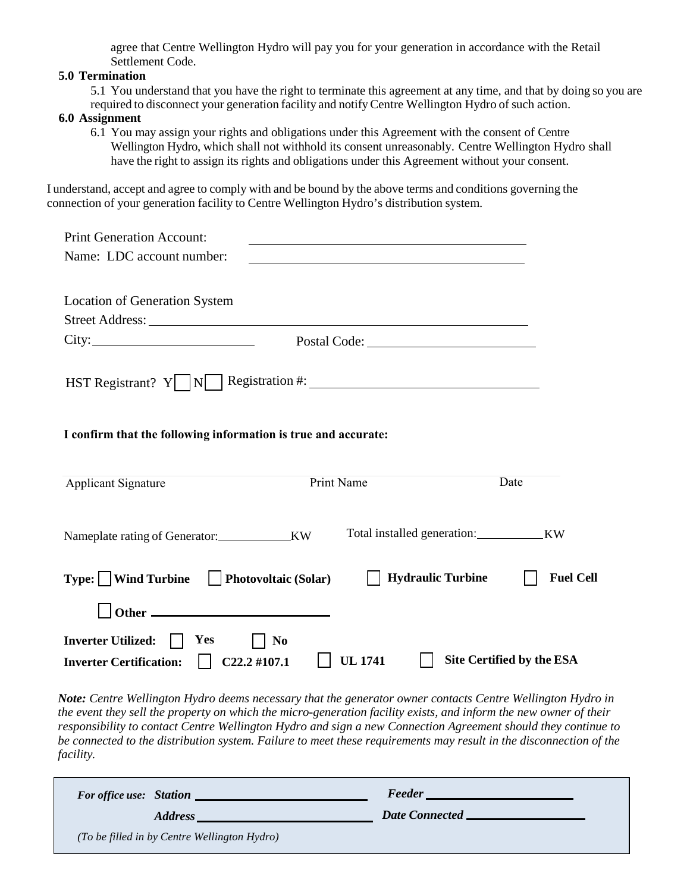agree that Centre Wellington Hydro will pay you for your generation in accordance with the Retail Settlement Code.

**5.0 Termination**

5.1 You understand that you have the right to terminate this agreement at any time, and that by doing so you are required to disconnect your generation facility and notify Centre Wellington Hydro of such action.

**6.0 Assignment**

6.1 You may assign your rights and obligations under this Agreement with the consent of Centre Wellington Hydro, which shall not withhold its consent unreasonably. Centre Wellington Hydro shall have the right to assign its rights and obligations under this Agreement without your consent.

I understand, accept and agree to comply with and be bound by the above terms and conditions governing the connection of your generation facility to Centre Wellington Hydro's distribution system.

Print Generation Account: ______________________________

Name: LDC account number: ______________________________

Location of Generation System

Street Address: ______________________________

City: ______________________ Postal Code: ______________________

HST Registrant? Y ☐ N ☐ Registration #: ______________________

**I confirm that the following information is true and accurate:**

| Applicant Signature | Print Name | Date |
|---|---|---|

Nameplate rating of Generator: __________ KW Total installed generation: __________ KW

**Type:** ☐ **Wind Turbine** ☐ **Photovoltaic (Solar)** ☐ **Hydraulic Turbine** ☐ **Fuel Cell**

☐ **Other** ______________________

**Inverter Utilized:** ☐ **Yes** ☐ **No**

**Inverter Certification:** ☐ **C22.2 #107.1** ☐ **UL 1741** ☐ **Site Certified by the ESA**

***Note:*** *Centre Wellington Hydro deems necessary that the generator owner contacts Centre Wellington Hydro in the event they sell the property on which the micro-generation facility exists, and inform the new owner of their responsibility to contact Centre Wellington Hydro and sign a new Connection Agreement should they continue to be connected to the distribution system. Failure to meet these requirements may result in the disconnection of the facility.*

***For office use: Station*** ______________________ ***Feeder*** ______________________

***Address*** ______________________ ***Date Connected*** ______________________

*(To be filled in by Centre Wellington Hydro)*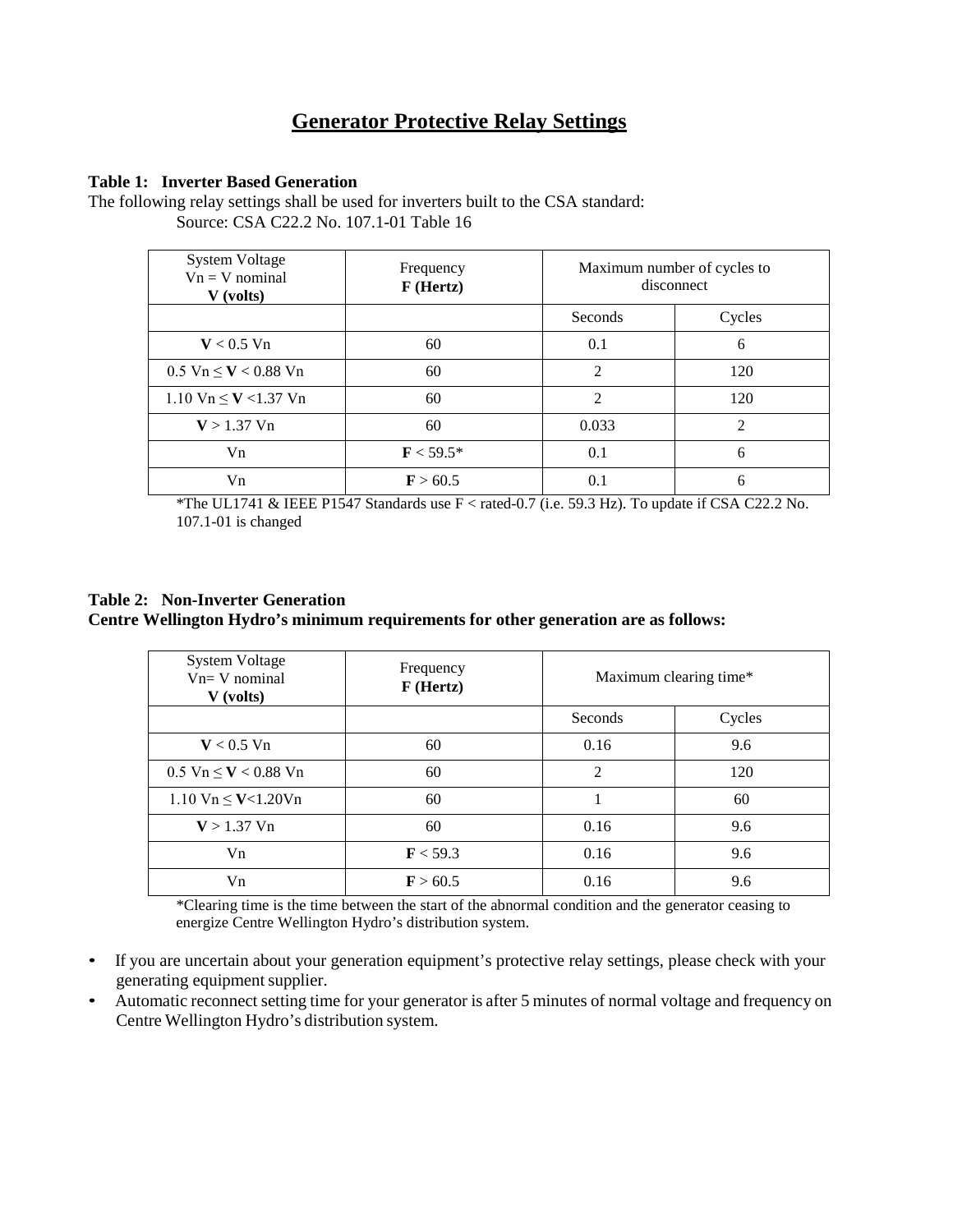# Generator Protective Relay Settings

**Table 1: Inverter Based Generation**

The following relay settings shall be used for inverters built to the CSA standard:

Source: CSA C22.2 No. 107.1-01 Table 16

| System Voltage Vn = V nominal **V (volts)** | Frequency **F (Hertz)** | Maximum number of cycles to disconnect | |
|---|---|---|---|
| | | Seconds | Cycles |
| **V** < 0.5 Vn | 60 | 0.1 | 6 |
| 0.5 Vn ≤ **V** < 0.88 Vn | 60 | 2 | 120 |
| 1.10 Vn ≤ **V** <1.37 Vn | 60 | 2 | 120 |
| **V** > 1.37 Vn | 60 | 0.033 | 2 |
| Vn | **F** < 59.5* | 0.1 | 6 |
| Vn | **F** > 60.5 | 0.1 | 6 |

*The UL1741 & IEEE P1547 Standards use F < rated-0.7 (i.e. 59.3 Hz). To update if CSA C22.2 No. 107.1-01 is changed

**Table 2: Non-Inverter Generation**

**Centre Wellington Hydro's minimum requirements for other generation are as follows:**

| System Voltage Vn= V nominal **V (volts)** | Frequency **F (Hertz)** | Maximum clearing time* | |
|---|---|---|---|
| | | Seconds | Cycles |
| **V** < 0.5 Vn | 60 | 0.16 | 9.6 |
| 0.5 Vn ≤ **V** < 0.88 Vn | 60 | 2 | 120 |
| 1.10 Vn ≤ **V**<1.20Vn | 60 | 1 | 60 |
| **V** > 1.37 Vn | 60 | 0.16 | 9.6 |
| Vn | **F** < 59.3 | 0.16 | 9.6 |
| Vn | **F** > 60.5 | 0.16 | 9.6 |

*Clearing time is the time between the start of the abnormal condition and the generator ceasing to energize Centre Wellington Hydro's distribution system.

- If you are uncertain about your generation equipment's protective relay settings, please check with your generating equipment supplier.
- Automatic reconnect setting time for your generator is after 5 minutes of normal voltage and frequency on Centre Wellington Hydro's distribution system.